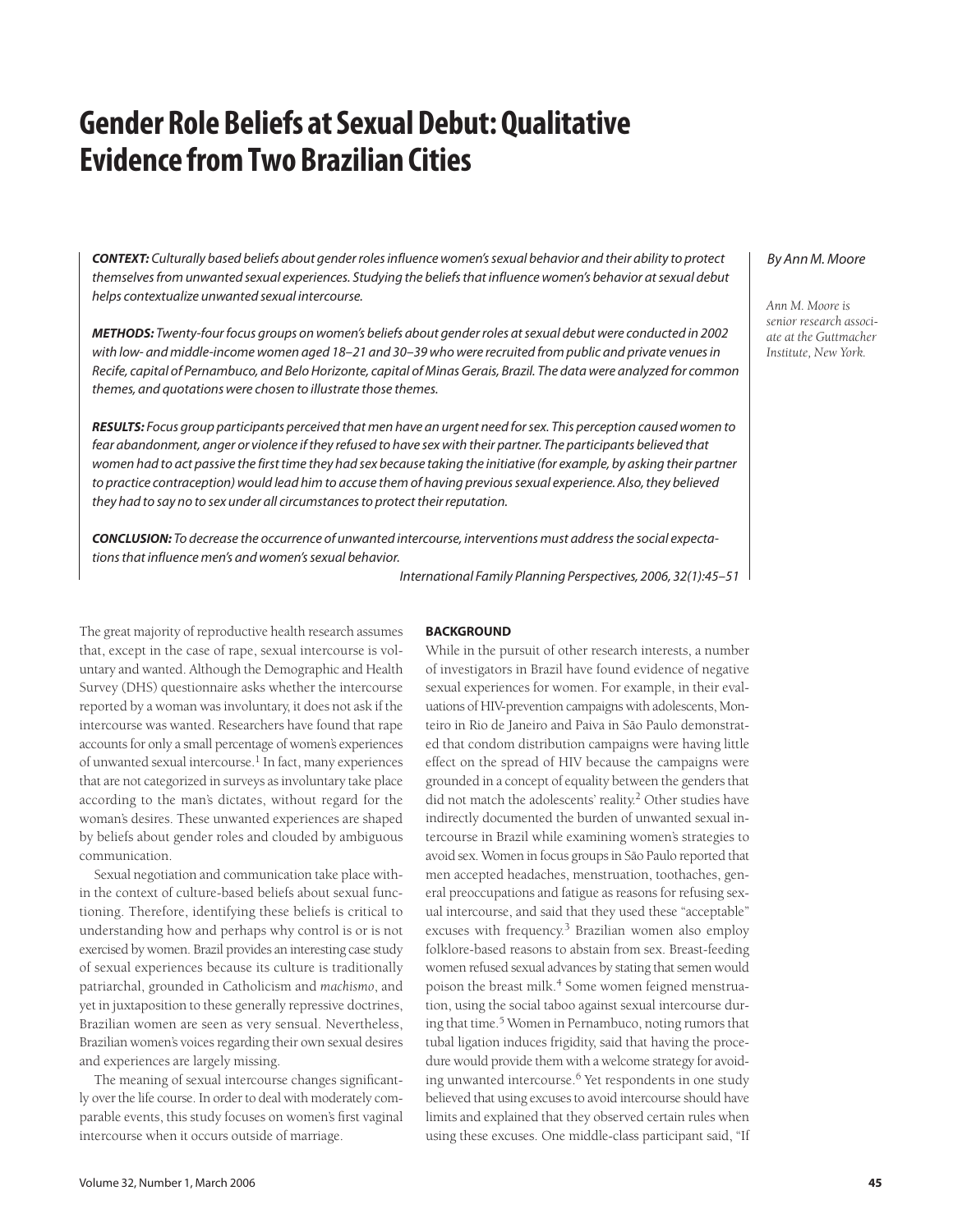# Gender Role Beliefs at Sexual Debut: Qualitative Evidence from Two Brazilian Cities

*By Ann M. Moore*

*Ann M. Moore is senior research associate at the Guttmacher Institute, New York.*

***CONTEXT:*** *Culturally based beliefs about gender roles influence women's sexual behavior and their ability to protect themselves from unwanted sexual experiences. Studying the beliefs that influence women's behavior at sexual debut helps contextualize unwanted sexual intercourse.*

***METHODS:*** *Twenty-four focus groups on women's beliefs about gender roles at sexual debut were conducted in 2002 with low- and middle-income women aged 18–21 and 30–39 who were recruited from public and private venues in Recife, capital of Pernambuco, and Belo Horizonte, capital of Minas Gerais, Brazil. The data were analyzed for common themes, and quotations were chosen to illustrate those themes.*

***RESULTS:*** *Focus group participants perceived that men have an urgent need for sex. This perception caused women to fear abandonment, anger or violence if they refused to have sex with their partner. The participants believed that women had to act passive the first time they had sex because taking the initiative (for example, by asking their partner to practice contraception) would lead him to accuse them of having previous sexual experience. Also, they believed they had to say no to sex under all circumstances to protect their reputation.*

***CONCLUSION:*** *To decrease the occurrence of unwanted intercourse, interventions must address the social expectations that influence men's and women's sexual behavior.*

*International Family Planning Perspectives, 2006, 32(1):45–51*

The great majority of reproductive health research assumes that, except in the case of rape, sexual intercourse is voluntary and wanted. Although the Demographic and Health Survey (DHS) questionnaire asks whether the intercourse reported by a woman was involuntary, it does not ask if the intercourse was wanted. Researchers have found that rape accounts for only a small percentage of women's experiences of unwanted sexual intercourse.[1] In fact, many experiences that are not categorized in surveys as involuntary take place according to the man's dictates, without regard for the woman's desires. These unwanted experiences are shaped by beliefs about gender roles and clouded by ambiguous communication.

Sexual negotiation and communication take place within the context of culture-based beliefs about sexual functioning. Therefore, identifying these beliefs is critical to understanding how and perhaps why control is or is not exercised by women. Brazil provides an interesting case study of sexual experiences because its culture is traditionally patriarchal, grounded in Catholicism and *machismo*, and yet in juxtaposition to these generally repressive doctrines, Brazilian women are seen as very sensual. Nevertheless, Brazilian women's voices regarding their own sexual desires and experiences are largely missing.

The meaning of sexual intercourse changes significantly over the life course. In order to deal with moderately comparable events, this study focuses on women's first vaginal intercourse when it occurs outside of marriage.

## BACKGROUND

While in the pursuit of other research interests, a number of investigators in Brazil have found evidence of negative sexual experiences for women. For example, in their evaluations of HIV-prevention campaigns with adolescents, Monteiro in Rio de Janeiro and Paiva in São Paulo demonstrated that condom distribution campaigns were having little effect on the spread of HIV because the campaigns were grounded in a concept of equality between the genders that did not match the adolescents' reality.[2] Other studies have indirectly documented the burden of unwanted sexual intercourse in Brazil while examining women's strategies to avoid sex. Women in focus groups in São Paulo reported that men accepted headaches, menstruation, toothaches, general preoccupations and fatigue as reasons for refusing sexual intercourse, and said that they used these "acceptable" excuses with frequency.[3] Brazilian women also employ folklore-based reasons to abstain from sex. Breast-feeding women refused sexual advances by stating that semen would poison the breast milk.[4] Some women feigned menstruation, using the social taboo against sexual intercourse during that time.[5] Women in Pernambuco, noting rumors that tubal ligation induces frigidity, said that having the procedure would provide them with a welcome strategy for avoiding unwanted intercourse.[6] Yet respondents in one study believed that using excuses to avoid intercourse should have limits and explained that they observed certain rules when using these excuses. One middle-class participant said, "If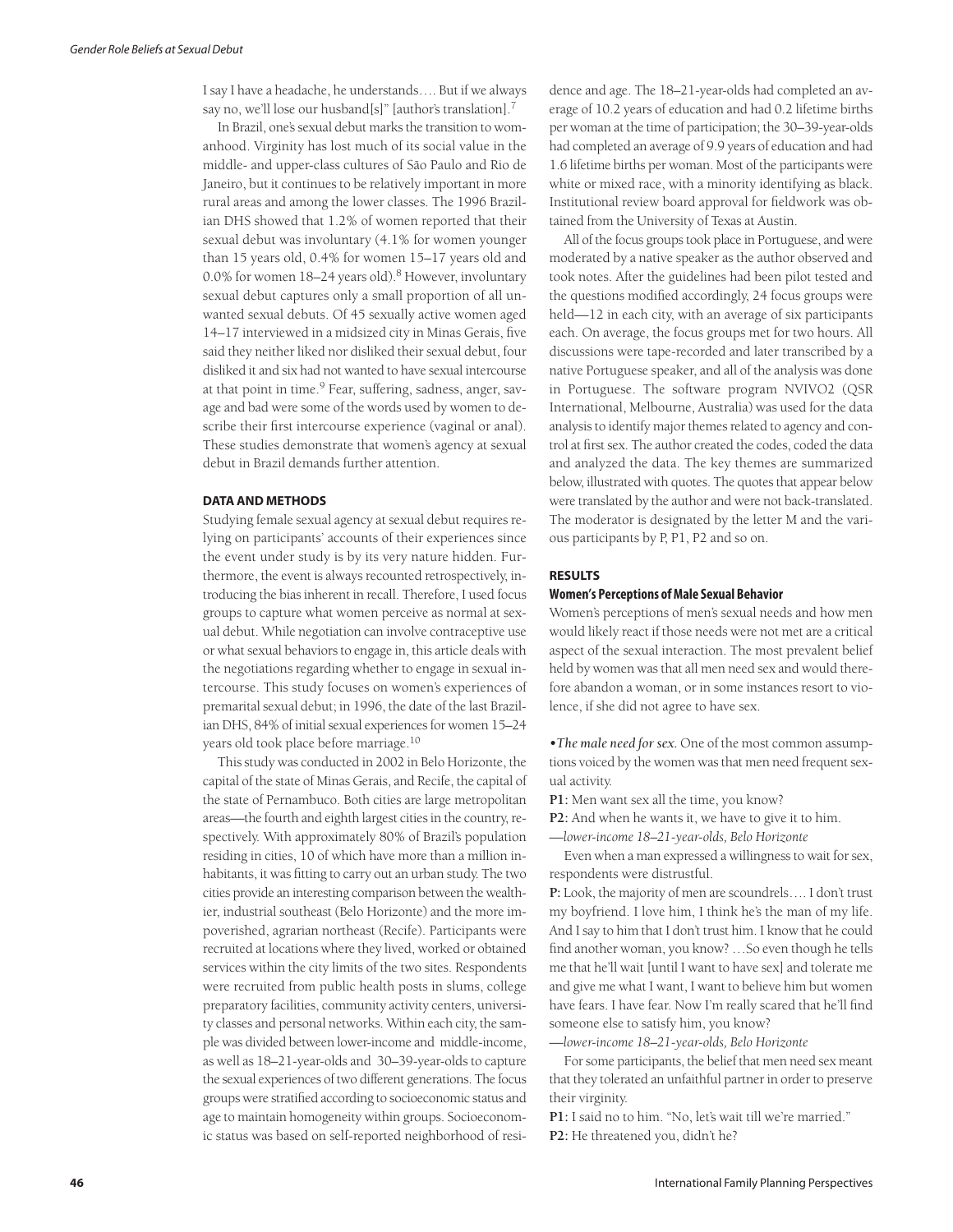I say I have a headache, he understands…. But if we always say no, we'll lose our husband[s]" [author's translation].[7]

In Brazil, one's sexual debut marks the transition to womanhood. Virginity has lost much of its social value in the middle- and upper-class cultures of São Paulo and Rio de Janeiro, but it continues to be relatively important in more rural areas and among the lower classes. The 1996 Brazilian DHS showed that 1.2% of women reported that their sexual debut was involuntary (4.1% for women younger than 15 years old, 0.4% for women 15–17 years old and 0.0% for women 18–24 years old).[8] However, involuntary sexual debut captures only a small proportion of all unwanted sexual debuts. Of 45 sexually active women aged 14–17 interviewed in a midsized city in Minas Gerais, five said they neither liked nor disliked their sexual debut, four disliked it and six had not wanted to have sexual intercourse at that point in time.[9] Fear, suffering, sadness, anger, savage and bad were some of the words used by women to describe their first intercourse experience (vaginal or anal). These studies demonstrate that women's agency at sexual debut in Brazil demands further attention.

## DATA AND METHODS

Studying female sexual agency at sexual debut requires relying on participants' accounts of their experiences since the event under study is by its very nature hidden. Furthermore, the event is always recounted retrospectively, introducing the bias inherent in recall. Therefore, I used focus groups to capture what women perceive as normal at sexual debut. While negotiation can involve contraceptive use or what sexual behaviors to engage in, this article deals with the negotiations regarding whether to engage in sexual intercourse. This study focuses on women's experiences of premarital sexual debut; in 1996, the date of the last Brazilian DHS, 84% of initial sexual experiences for women 15–24 years old took place before marriage.[10]

This study was conducted in 2002 in Belo Horizonte, the capital of the state of Minas Gerais, and Recife, the capital of the state of Pernambuco. Both cities are large metropolitan areas—the fourth and eighth largest cities in the country, respectively. With approximately 80% of Brazil's population residing in cities, 10 of which have more than a million inhabitants, it was fitting to carry out an urban study. The two cities provide an interesting comparison between the wealthier, industrial southeast (Belo Horizonte) and the more impoverished, agrarian northeast (Recife). Participants were recruited at locations where they lived, worked or obtained services within the city limits of the two sites. Respondents were recruited from public health posts in slums, college preparatory facilities, community activity centers, university classes and personal networks. Within each city, the sample was divided between lower-income and middle-income, as well as 18–21-year-olds and 30–39-year-olds to capture the sexual experiences of two different generations. The focus groups were stratified according to socioeconomic status and age to maintain homogeneity within groups. Socioeconomic status was based on self-reported neighborhood of residence and age. The 18–21-year-olds had completed an average of 10.2 years of education and had 0.2 lifetime births per woman at the time of participation; the 30–39-year-olds had completed an average of 9.9 years of education and had 1.6 lifetime births per woman. Most of the participants were white or mixed race, with a minority identifying as black. Institutional review board approval for fieldwork was obtained from the University of Texas at Austin.

All of the focus groups took place in Portuguese, and were moderated by a native speaker as the author observed and took notes. After the guidelines had been pilot tested and the questions modified accordingly, 24 focus groups were held—12 in each city, with an average of six participants each. On average, the focus groups met for two hours. All discussions were tape-recorded and later transcribed by a native Portuguese speaker, and all of the analysis was done in Portuguese. The software program NVIVO2 (QSR International, Melbourne, Australia) was used for the data analysis to identify major themes related to agency and control at first sex. The author created the codes, coded the data and analyzed the data. The key themes are summarized below, illustrated with quotes. The quotes that appear below were translated by the author and were not back-translated. The moderator is designated by the letter M and the various participants by P, P1, P2 and so on.

## RESULTS

### Women's Perceptions of Male Sexual Behavior

Women's perceptions of men's sexual needs and how men would likely react if those needs were not met are a critical aspect of the sexual interaction. The most prevalent belief held by women was that all men need sex and would therefore abandon a woman, or in some instances resort to violence, if she did not agree to have sex.

• *The male need for sex.* One of the most common assumptions voiced by the women was that men need frequent sexual activity.

**P1:** Men want sex all the time, you know?

**P2:** And when he wants it, we have to give it to him.

—*lower-income 18–21-year-olds, Belo Horizonte*

Even when a man expressed a willingness to wait for sex, respondents were distrustful.

**P:** Look, the majority of men are scoundrels…. I don't trust my boyfriend. I love him, I think he's the man of my life. And I say to him that I don't trust him. I know that he could find another woman, you know? …So even though he tells me that he'll wait [until I want to have sex] and tolerate me and give me what I want, I want to believe him but women have fears. I have fear. Now I'm really scared that he'll find someone else to satisfy him, you know?

—*lower-income 18–21-year-olds, Belo Horizonte*

For some participants, the belief that men need sex meant that they tolerated an unfaithful partner in order to preserve their virginity.

**P1:** I said no to him. "No, let's wait till we're married."

**P2:** He threatened you, didn't he?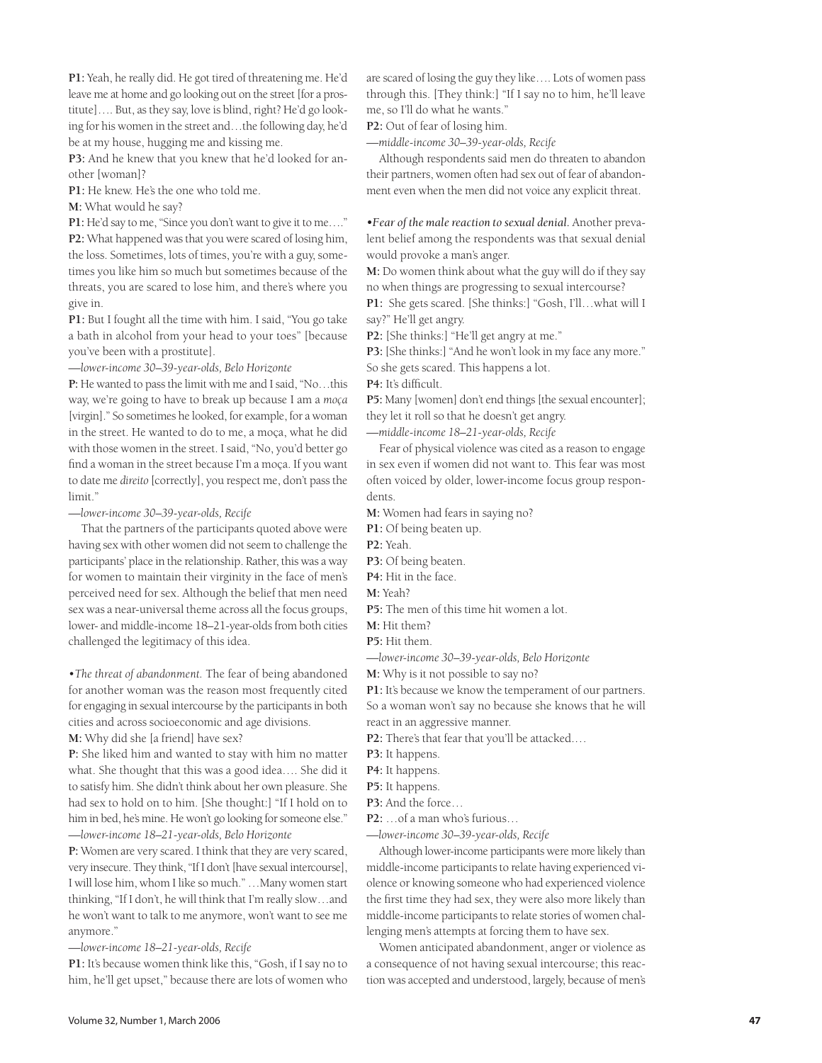**P1:** Yeah, he really did. He got tired of threatening me. He'd leave me at home and go looking out on the street [for a prostitute]…. But, as they say, love is blind, right? He'd go looking for his women in the street and…the following day, he'd be at my house, hugging me and kissing me.

**P3:** And he knew that you knew that he'd looked for another [woman]?

**P1:** He knew. He's the one who told me.

**M:** What would he say?

**P1:** He'd say to me, "Since you don't want to give it to me…."

**P2:** What happened was that you were scared of losing him, the loss. Sometimes, lots of times, you're with a guy, sometimes you like him so much but sometimes because of the threats, you are scared to lose him, and there's where you give in.

**P1:** But I fought all the time with him. I said, "You go take a bath in alcohol from your head to your toes" [because you've been with a prostitute].

*—lower-income 30–39-year-olds, Belo Horizonte*

**P:** He wanted to pass the limit with me and I said, "No…this way, we're going to have to break up because I am a *moça* [virgin]." So sometimes he looked, for example, for a woman in the street. He wanted to do to me, a moça, what he did with those women in the street. I said, "No, you'd better go find a woman in the street because I'm a moça. If you want to date me *direito* [correctly], you respect me, don't pass the limit."

*—lower-income 30–39-year-olds, Recife*

That the partners of the participants quoted above were having sex with other women did not seem to challenge the participants' place in the relationship. Rather, this was a way for women to maintain their virginity in the face of men's perceived need for sex. Although the belief that men need sex was a near-universal theme across all the focus groups, lower- and middle-income 18–21-year-olds from both cities challenged the legitimacy of this idea.

•*The threat of abandonment.* The fear of being abandoned for another woman was the reason most frequently cited for engaging in sexual intercourse by the participants in both cities and across socioeconomic and age divisions.

**M:** Why did she [a friend] have sex?

**P:** She liked him and wanted to stay with him no matter what. She thought that this was a good idea…. She did it to satisfy him. She didn't think about her own pleasure. She had sex to hold on to him. [She thought:] "If I hold on to him in bed, he's mine. He won't go looking for someone else."

*—lower-income 18–21-year-olds, Belo Horizonte*

**P:** Women are very scared. I think that they are very scared, very insecure. They think, "If I don't [have sexual intercourse], I will lose him, whom I like so much." …Many women start thinking, "If I don't, he will think that I'm really slow…and he won't want to talk to me anymore, won't want to see me anymore."

*—lower-income 18–21-year-olds, Recife*

**P1:** It's because women think like this, "Gosh, if I say no to him, he'll get upset," because there are lots of women who are scared of losing the guy they like…. Lots of women pass through this. [They think:] "If I say no to him, he'll leave me, so I'll do what he wants."

**P2:** Out of fear of losing him.

*—middle-income 30–39-year-olds, Recife*

Although respondents said men do threaten to abandon their partners, women often had sex out of fear of abandonment even when the men did not voice any explicit threat.

•*Fear of the male reaction to sexual denial.* Another prevalent belief among the respondents was that sexual denial would provoke a man's anger.

**M:** Do women think about what the guy will do if they say no when things are progressing to sexual intercourse?

**P1:** She gets scared. [She thinks:] "Gosh, I'll…what will I say?" He'll get angry.

**P2:** [She thinks:] "He'll get angry at me."

**P3:** [She thinks:] "And he won't look in my face any more." So she gets scared. This happens a lot.

**P4:** It's difficult.

**P5:** Many [women] don't end things [the sexual encounter]; they let it roll so that he doesn't get angry.

*—middle-income 18–21-year-olds, Recife*

Fear of physical violence was cited as a reason to engage in sex even if women did not want to. This fear was most often voiced by older, lower-income focus group respondents.

**M:** Women had fears in saying no?

**P1:** Of being beaten up.

**P2:** Yeah.

**P3:** Of being beaten.

**P4:** Hit in the face.

**M:** Yeah?

**P5:** The men of this time hit women a lot.

**M:** Hit them?

**P5:** Hit them.

*—lower-income 30–39-year-olds, Belo Horizonte*

**M:** Why is it not possible to say no?

**P1:** It's because we know the temperament of our partners. So a woman won't say no because she knows that he will react in an aggressive manner.

**P2:** There's that fear that you'll be attacked….

**P3:** It happens.

**P4:** It happens.

**P5:** It happens.

**P3:** And the force…

**P2:** …of a man who's furious…

*—lower-income 30–39-year-olds, Recife*

Although lower-income participants were more likely than middle-income participants to relate having experienced violence or knowing someone who had experienced violence the first time they had sex, they were also more likely than middle-income participants to relate stories of women challenging men's attempts at forcing them to have sex.

Women anticipated abandonment, anger or violence as a consequence of not having sexual intercourse; this reaction was accepted and understood, largely, because of men's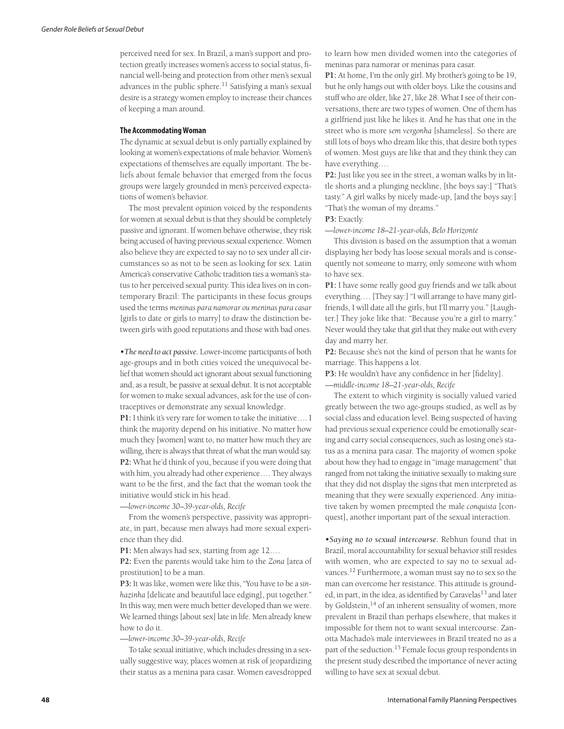perceived need for sex. In Brazil, a man's support and protection greatly increases women's access to social status, financial well-being and protection from other men's sexual advances in the public sphere.[11] Satisfying a man's sexual desire is a strategy women employ to increase their chances of keeping a man around.

### The Accommodating Woman

The dynamic at sexual debut is only partially explained by looking at women's expectations of male behavior. Women's expectations of themselves are equally important. The beliefs about female behavior that emerged from the focus groups were largely grounded in men's perceived expectations of women's behavior.

The most prevalent opinion voiced by the respondents for women at sexual debut is that they should be completely passive and ignorant. If women behave otherwise, they risk being accused of having previous sexual experience. Women also believe they are expected to say no to sex under all circumstances so as not to be seen as looking for sex. Latin America's conservative Catholic tradition ties a woman's status to her perceived sexual purity. This idea lives on in contemporary Brazil: The participants in these focus groups used the terms *meninas para namorar ou meninas para casar* [girls to date or girls to marry] to draw the distinction between girls with good reputations and those with bad ones.

•*The need to act passive.* Lower-income participants of both age-groups and in both cities voiced the unequivocal belief that women should act ignorant about sexual functioning and, as a result, be passive at sexual debut. It is not acceptable for women to make sexual advances, ask for the use of contraceptives or demonstrate any sexual knowledge.

**P1:** I think it's very rare for women to take the initiative…. I think the majority depend on his initiative. No matter how much they [women] want to, no matter how much they are willing, there is always that threat of what the man would say.
**P2:** What he'd think of you, because if you were doing that with him, you already had other experience…. They always want to be the first, and the fact that the woman took the initiative would stick in his head.
—*lower-income 30–39-year-olds, Recife*

From the women's perspective, passivity was appropriate, in part, because men always had more sexual experience than they did.

**P1:** Men always had sex, starting from age 12….
**P2:** Even the parents would take him to the *Zona* [area of prostitution] to be a man.
**P3:** It was like, women were like this, "You have to be a *sinhazinha* [delicate and beautiful lace edging], put together." In this way, men were much better developed than we were. We learned things [about sex] late in life. Men already knew how to do it.
—*lower-income 30–39-year-olds, Recife*

To take sexual initiative, which includes dressing in a sexually suggestive way, places women at risk of jeopardizing their status as a menina para casar. Women eavesdropped to learn how men divided women into the categories of meninas para namorar or meninas para casar.

**P1:** At home, I'm the only girl. My brother's going to be 19, but he only hangs out with older boys. Like the cousins and stuff who are older, like 27, like 28. What I see of their conversations, there are two types of women. One of them has a girlfriend just like he likes it. And he has that one in the street who is more *sem vergonha* [shameless]. So there are still lots of boys who dream like this, that desire both types of women. Most guys are like that and they think they can have everything….
**P2:** Just like you see in the street, a woman walks by in little shorts and a plunging neckline, [the boys say:] "That's tasty." A girl walks by nicely made-up, [and the boys say:] "That's the woman of my dreams."
**P3:** Exactly.
—*lower-income 18–21-year-olds, Belo Horizonte*

This division is based on the assumption that a woman displaying her body has loose sexual morals and is consequently not someone to marry, only someone with whom to have sex.

**P1:** I have some really good guy friends and we talk about everything…. [They say:] "I will arrange to have many girlfriends, I will date all the girls, but I'll marry you." [Laughter.] They joke like that: "Because you're a girl to marry." Never would they take that girl that they make out with every day and marry her.
**P2:** Because she's not the kind of person that he wants for marriage. This happens a lot.
**P3:** He wouldn't have any confidence in her [fidelity].
—*middle-income 18–21-year-olds, Recife*

The extent to which virginity is socially valued varied greatly between the two age-groups studied, as well as by social class and education level. Being suspected of having had previous sexual experience could be emotionally searing and carry social consequences, such as losing one's status as a menina para casar. The majority of women spoke about how they had to engage in "image management" that ranged from not taking the initiative sexually to making sure that they did not display the signs that men interpreted as meaning that they were sexually experienced. Any initiative taken by women preempted the male *conquista* [conquest], another important part of the sexual interaction.

•*Saying no to sexual intercourse.* Rebhun found that in Brazil, moral accountability for sexual behavior still resides with women, who are expected to say no to sexual advances.[12] Furthermore, a woman must say no to sex so the man can overcome her resistance. This attitude is grounded, in part, in the idea, as identified by Caravelas[13] and later by Goldstein,[14] of an inherent sensuality of women, more prevalent in Brazil than perhaps elsewhere, that makes it impossible for them not to want sexual intercourse. Zanotta Machado's male interviewees in Brazil treated no as a part of the seduction.[15] Female focus group respondents in the present study described the importance of never acting willing to have sex at sexual debut.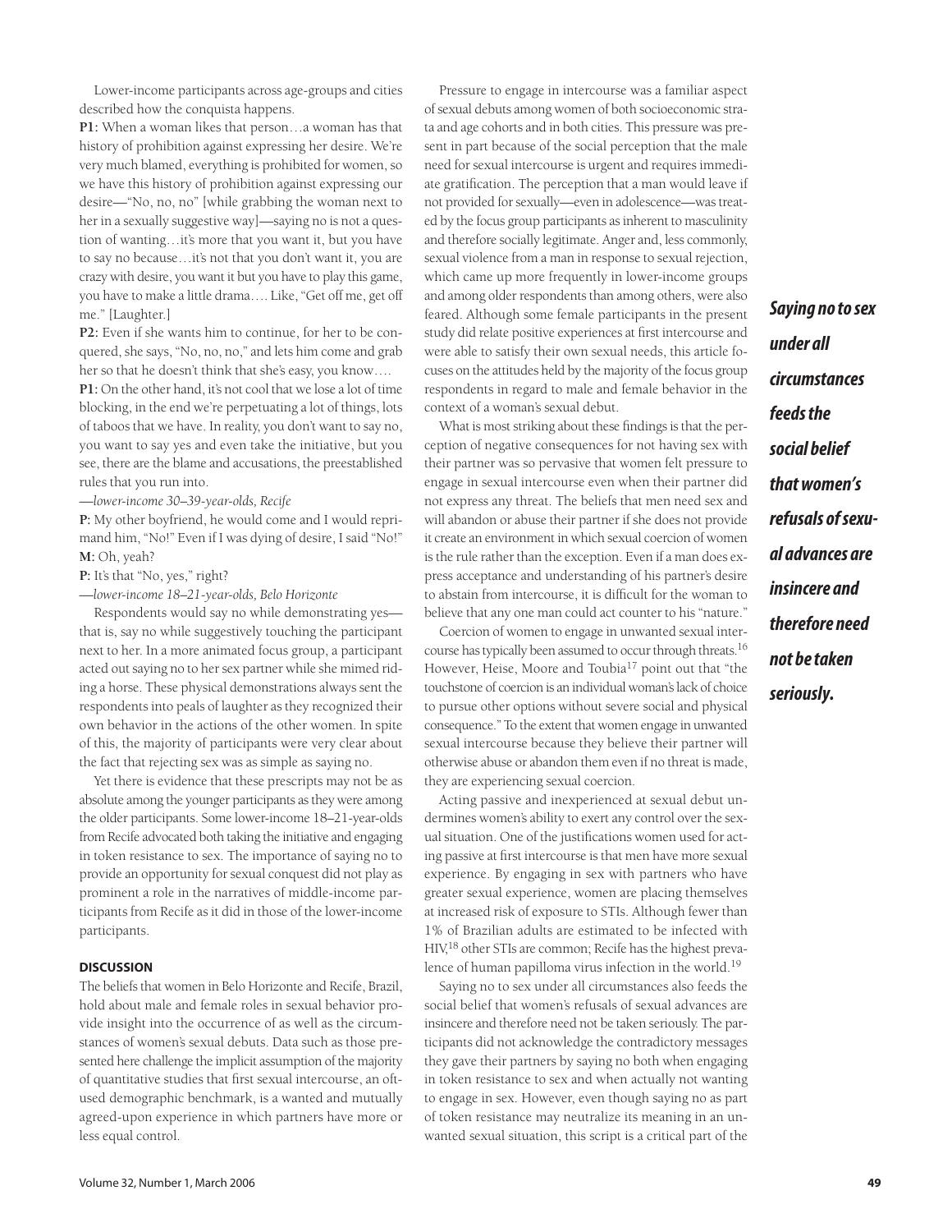Lower-income participants across age-groups and cities described how the conquista happens.

**P1:** When a woman likes that person…a woman has that history of prohibition against expressing her desire. We're very much blamed, everything is prohibited for women, so we have this history of prohibition against expressing our desire—"No, no, no" [while grabbing the woman next to her in a sexually suggestive way]—saying no is not a question of wanting…it's more that you want it, but you have to say no because…it's not that you don't want it, you are crazy with desire, you want it but you have to play this game, you have to make a little drama…. Like, "Get off me, get off me." [Laughter.]

**P2:** Even if she wants him to continue, for her to be conquered, she says, "No, no, no," and lets him come and grab her so that he doesn't think that she's easy, you know….

**P1:** On the other hand, it's not cool that we lose a lot of time blocking, in the end we're perpetuating a lot of things, lots of taboos that we have. In reality, you don't want to say no, you want to say yes and even take the initiative, but you see, there are the blame and accusations, the preestablished rules that you run into.

*—lower-income 30–39-year-olds, Recife*

**P:** My other boyfriend, he would come and I would reprimand him, "No!" Even if I was dying of desire, I said "No!"
**M:** Oh, yeah?
**P:** It's that "No, yes," right?

*—lower-income 18–21-year-olds, Belo Horizonte*

Respondents would say no while demonstrating yes—that is, say no while suggestively touching the participant next to her. In a more animated focus group, a participant acted out saying no to her sex partner while she mimed riding a horse. These physical demonstrations always sent the respondents into peals of laughter as they recognized their own behavior in the actions of the other women. In spite of this, the majority of participants were very clear about the fact that rejecting sex was as simple as saying no.

Yet there is evidence that these prescripts may not be as absolute among the younger participants as they were among the older participants. Some lower-income 18–21-year-olds from Recife advocated both taking the initiative and engaging in token resistance to sex. The importance of saying no to provide an opportunity for sexual conquest did not play as prominent a role in the narratives of middle-income participants from Recife as it did in those of the lower-income participants.

## DISCUSSION

The beliefs that women in Belo Horizonte and Recife, Brazil, hold about male and female roles in sexual behavior provide insight into the occurrence of as well as the circumstances of women's sexual debuts. Data such as those presented here challenge the implicit assumption of the majority of quantitative studies that first sexual intercourse, an oft-used demographic benchmark, is a wanted and mutually agreed-upon experience in which partners have more or less equal control.

Pressure to engage in intercourse was a familiar aspect of sexual debuts among women of both socioeconomic strata and age cohorts and in both cities. This pressure was present in part because of the social perception that the male need for sexual intercourse is urgent and requires immediate gratification. The perception that a man would leave if not provided for sexually—even in adolescence—was treated by the focus group participants as inherent to masculinity and therefore socially legitimate. Anger and, less commonly, sexual violence from a man in response to sexual rejection, which came up more frequently in lower-income groups and among older respondents than among others, were also feared. Although some female participants in the present study did relate positive experiences at first intercourse and were able to satisfy their own sexual needs, this article focuses on the attitudes held by the majority of the focus group respondents in regard to male and female behavior in the context of a woman's sexual debut.

What is most striking about these findings is that the perception of negative consequences for not having sex with their partner was so pervasive that women felt pressure to engage in sexual intercourse even when their partner did not express any threat. The beliefs that men need sex and will abandon or abuse their partner if she does not provide it create an environment in which sexual coercion of women is the rule rather than the exception. Even if a man does express acceptance and understanding of his partner's desire to abstain from intercourse, it is difficult for the woman to believe that any one man could act counter to his "nature."

Coercion of women to engage in unwanted sexual intercourse has typically been assumed to occur through threats.[16] However, Heise, Moore and Toubia[17] point out that "the touchstone of coercion is an individual woman's lack of choice to pursue other options without severe social and physical consequence." To the extent that women engage in unwanted sexual intercourse because they believe their partner will otherwise abuse or abandon them even if no threat is made, they are experiencing sexual coercion.

Acting passive and inexperienced at sexual debut undermines women's ability to exert any control over the sexual situation. One of the justifications women used for acting passive at first intercourse is that men have more sexual experience. By engaging in sex with partners who have greater sexual experience, women are placing themselves at increased risk of exposure to STIs. Although fewer than 1% of Brazilian adults are estimated to be infected with HIV,[18] other STIs are common; Recife has the highest prevalence of human papilloma virus infection in the world.[19]

Saying no to sex under all circumstances also feeds the social belief that women's refusals of sexual advances are insincere and therefore need not be taken seriously. The participants did not acknowledge the contradictory messages they gave their partners by saying no both when engaging in token resistance to sex and when actually not wanting to engage in sex. However, even though saying no as part of token resistance may neutralize its meaning in an unwanted sexual situation, this script is a critical part of the

***Saying no to sex under all circumstances feeds the social belief that women's refusals of sexual advances are insincere and therefore need not be taken seriously.***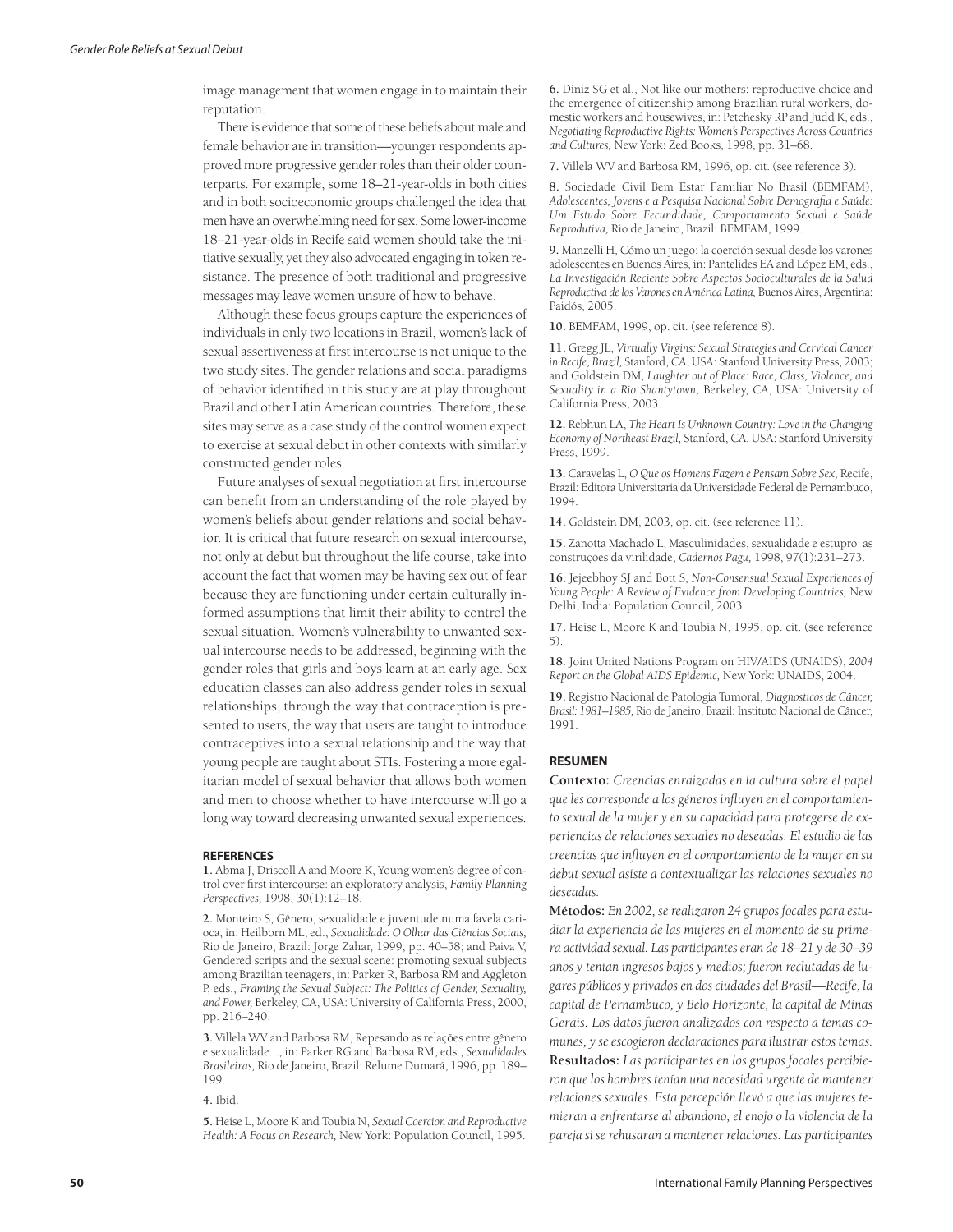image management that women engage in to maintain their reputation.

There is evidence that some of these beliefs about male and female behavior are in transition—younger respondents approved more progressive gender roles than their older counterparts. For example, some 18–21-year-olds in both cities and in both socioeconomic groups challenged the idea that men have an overwhelming need for sex. Some lower-income 18–21-year-olds in Recife said women should take the initiative sexually, yet they also advocated engaging in token resistance. The presence of both traditional and progressive messages may leave women unsure of how to behave.

Although these focus groups capture the experiences of individuals in only two locations in Brazil, women's lack of sexual assertiveness at first intercourse is not unique to the two study sites. The gender relations and social paradigms of behavior identified in this study are at play throughout Brazil and other Latin American countries. Therefore, these sites may serve as a case study of the control women expect to exercise at sexual debut in other contexts with similarly constructed gender roles.

Future analyses of sexual negotiation at first intercourse can benefit from an understanding of the role played by women's beliefs about gender relations and social behavior. It is critical that future research on sexual intercourse, not only at debut but throughout the life course, take into account the fact that women may be having sex out of fear because they are functioning under certain culturally informed assumptions that limit their ability to control the sexual situation. Women's vulnerability to unwanted sexual intercourse needs to be addressed, beginning with the gender roles that girls and boys learn at an early age. Sex education classes can also address gender roles in sexual relationships, through the way that contraception is presented to users, the way that users are taught to introduce contraceptives into a sexual relationship and the way that young people are taught about STIs. Fostering a more egalitarian model of sexual behavior that allows both women and men to choose whether to have intercourse will go a long way toward decreasing unwanted sexual experiences.

## REFERENCES

**1.** Abma J, Driscoll A and Moore K, Young women's degree of control over first intercourse: an exploratory analysis, *Family Planning Perspectives,* 1998, 30(1):12–18.

**2.** Monteiro S, Gênero, sexualidade e juventude numa favela carioca, in: Heilborn ML, ed., *Sexualidade: O Olhar das Ciências Sociais,* Rio de Janeiro, Brazil: Jorge Zahar, 1999, pp. 40–58; and Paiva V, Gendered scripts and the sexual scene: promoting sexual subjects among Brazilian teenagers, in: Parker R, Barbosa RM and Aggleton P, eds., *Framing the Sexual Subject: The Politics of Gender, Sexuality, and Power,* Berkeley, CA, USA: University of California Press, 2000, pp. 216–240.

**3.** Villela WV and Barbosa RM, Repesando as relações entre gênero e sexualidade..., in: Parker RG and Barbosa RM, eds., *Sexualidades Brasileiras,* Rio de Janeiro, Brazil: Relume Dumará, 1996, pp. 189–199.

**4.** Ibid.

**5.** Heise L, Moore K and Toubia N, *Sexual Coercion and Reproductive Health: A Focus on Research,* New York: Population Council, 1995.

**6.** Diniz SG et al., Not like our mothers: reproductive choice and the emergence of citizenship among Brazilian rural workers, domestic workers and housewives, in: Petchesky RP and Judd K, eds., *Negotiating Reproductive Rights: Women's Perspectives Across Countries and Cultures,* New York: Zed Books, 1998, pp. 31–68.

**7.** Villela WV and Barbosa RM, 1996, op. cit. (see reference 3).

**8.** Sociedade Civil Bem Estar Familiar No Brasil (BEMFAM), *Adolescentes, Jovens e a Pesquisa Nacional Sobre Demografia e Saúde: Um Estudo Sobre Fecundidade, Comportamento Sexual e Saúde Reprodutiva,* Rio de Janeiro, Brazil: BEMFAM, 1999.

**9.** Manzelli H, Cómo un juego: la coerción sexual desde los varones adolescentes en Buenos Aires, in: Pantelides EA and López EM, eds., *La Investigación Reciente Sobre Aspectos Socioculturales de la Salud Reproductiva de los Varones en América Latina,* Buenos Aires, Argentina: Paidós, 2005.

**10.** BEMFAM, 1999, op. cit. (see reference 8).

**11.** Gregg JL, *Virtually Virgins: Sexual Strategies and Cervical Cancer in Recife, Brazil,* Stanford, CA, USA: Stanford University Press, 2003; and Goldstein DM, *Laughter out of Place: Race, Class, Violence, and Sexuality in a Rio Shantytown,* Berkeley, CA, USA: University of California Press, 2003.

**12.** Rebhun LA, *The Heart Is Unknown Country: Love in the Changing Economy of Northeast Brazil,* Stanford, CA, USA: Stanford University Press, 1999.

**13.** Caravelas L, *O Que os Homens Fazem e Pensam Sobre Sex,* Recife, Brazil: Editora Universitaria da Universidade Federal de Pernambuco, 1994.

**14.** Goldstein DM, 2003, op. cit. (see reference 11).

**15.** Zanotta Machado L, Masculinidades, sexualidade e estupro: as construções da virilidade, *Cadernos Pagu,* 1998, 97(1):231–273.

**16.** Jejeebhoy SJ and Bott S, *Non-Consensual Sexual Experiences of Young People: A Review of Evidence from Developing Countries,* New Delhi, India: Population Council, 2003.

**17.** Heise L, Moore K and Toubia N, 1995, op. cit. (see reference 5).

**18.** Joint United Nations Program on HIV/AIDS (UNAIDS), *2004 Report on the Global AIDS Epidemic,* New York: UNAIDS, 2004.

**19.** Registro Nacional de Patologia Tumoral, *Diagnosticos de Câncer, Brasil: 1981–1985,* Rio de Janeiro, Brazil: Instituto Nacional de Câncer, 1991.

## RESUMEN

**Contexto:** *Creencias enraizadas en la cultura sobre el papel que les corresponde a los géneros influyen en el comportamiento sexual de la mujer y en su capacidad para protegerse de experiencias de relaciones sexuales no deseadas. El estudio de las creencias que influyen en el comportamiento de la mujer en su debut sexual asiste a contextualizar las relaciones sexuales no deseadas.*

**Métodos:** *En 2002, se realizaron 24 grupos focales para estudiar la experiencia de las mujeres en el momento de su primera actividad sexual. Las participantes eran de 18–21 y de 30–39 años y tenían ingresos bajos y medios; fueron reclutadas de lugares públicos y privados en dos ciudades del Brasil—Recife, la capital de Pernambuco, y Belo Horizonte, la capital de Minas Gerais. Los datos fueron analizados con respecto a temas comunes, y se escogieron declaraciones para ilustrar estos temas.*

**Resultados:** *Las participantes en los grupos focales percibieron que los hombres tenían una necesidad urgente de mantener relaciones sexuales. Esta percepción llevó a que las mujeres temieran a enfrentarse al abandono, el enojo o la violencia de la pareja si se rehusaran a mantener relaciones. Las participantes*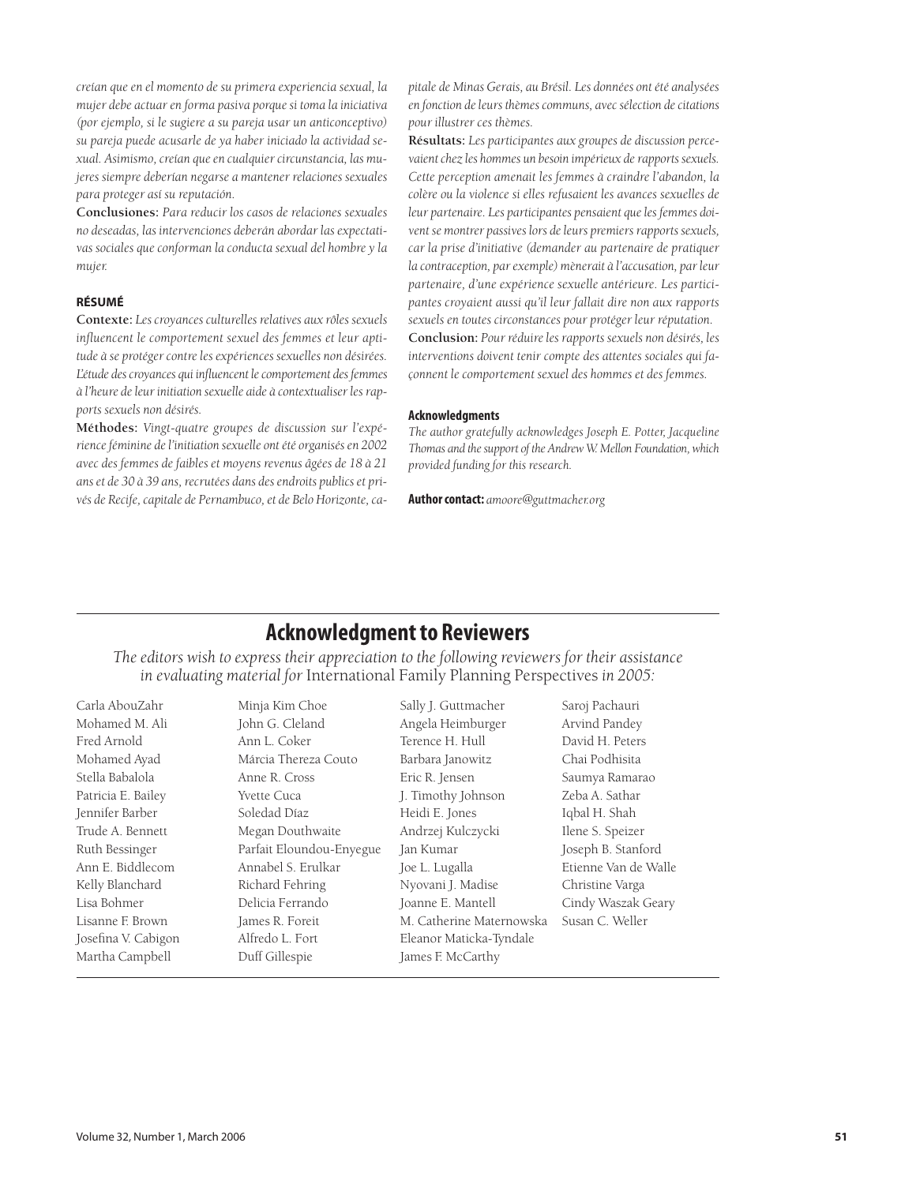*creían que en el momento de su primera experiencia sexual, la mujer debe actuar en forma pasiva porque si toma la iniciativa (por ejemplo, si le sugiere a su pareja usar un anticonceptivo) su pareja puede acusarle de ya haber iniciado la actividad sexual. Asimismo, creían que en cualquier circunstancia, las mujeres siempre deberían negarse a mantener relaciones sexuales para proteger así su reputación.*

**Conclusiones:** *Para reducir los casos de relaciones sexuales no deseadas, las intervenciones deberán abordar las expectativas sociales que conforman la conducta sexual del hombre y la mujer.*

### RÉSUMÉ

**Contexte:** *Les croyances culturelles relatives aux rôles sexuels influencent le comportement sexuel des femmes et leur aptitude à se protéger contre les expériences sexuelles non désirées. L'étude des croyances qui influencent le comportement des femmes à l'heure de leur initiation sexuelle aide à contextualiser les rapports sexuels non désirés.*

**Méthodes:** *Vingt-quatre groupes de discussion sur l'expérience féminine de l'initiation sexuelle ont été organisés en 2002 avec des femmes de faibles et moyens revenus âgées de 18 à 21 ans et de 30 à 39 ans, recrutées dans des endroits publics et privés de Recife, capitale de Pernambuco, et de Belo Horizonte, capitale de Minas Gerais, au Brésil. Les données ont été analysées en fonction de leurs thèmes communs, avec sélection de citations pour illustrer ces thèmes.*

**Résultats:** *Les participantes aux groupes de discussion percevaient chez les hommes un besoin impérieux de rapports sexuels. Cette perception amenait les femmes à craindre l'abandon, la colère ou la violence si elles refusaient les avances sexuelles de leur partenaire. Les participantes pensaient que les femmes doivent se montrer passives lors de leurs premiers rapports sexuels, car la prise d'initiative (demander au partenaire de pratiquer la contraception, par exemple) mènerait à l'accusation, par leur partenaire, d'une expérience sexuelle antérieure. Les participantes croyaient aussi qu'il leur fallait dire non aux rapports sexuels en toutes circonstances pour protéger leur réputation.*

**Conclusion:** *Pour réduire les rapports sexuels non désirés, les interventions doivent tenir compte des attentes sociales qui façonnent le comportement sexuel des hommes et des femmes.*

#### Acknowledgments

*The author gratefully acknowledges Joseph E. Potter, Jacqueline Thomas and the support of the Andrew W. Mellon Foundation, which provided funding for this research.*

**Author contact:** *amoore@guttmacher.org*

## Acknowledgment to Reviewers

*The editors wish to express their appreciation to the following reviewers for their assistance in evaluating material for* International Family Planning Perspectives *in 2005:*

Carla AbouZahr
Mohamed M. Ali
Fred Arnold
Mohamed Ayad
Stella Babalola
Patricia E. Bailey
Jennifer Barber
Trude A. Bennett
Ruth Bessinger
Ann E. Biddlecom
Kelly Blanchard
Lisa Bohmer
Lisanne F. Brown
Josefina V. Cabigon
Martha Campbell
Minja Kim Choe
John G. Cleland
Ann L. Coker
Márcia Thereza Couto
Anne R. Cross
Yvette Cuca
Soledad Díaz
Megan Douthwaite
Parfait Eloundou-Enyegue
Annabel S. Erulkar
Richard Fehring
Delicia Ferrando
James R. Foreit
Alfredo L. Fort
Duff Gillespie
Sally J. Guttmacher
Angela Heimburger
Terence H. Hull
Barbara Janowitz
Eric R. Jensen
J. Timothy Johnson
Heidi E. Jones
Andrzej Kulczycki
Jan Kumar
Joe L. Lugalla
Nyovani J. Madise
Joanne E. Mantell
M. Catherine Maternowska
Eleanor Maticka-Tyndale
James F. McCarthy
Saroj Pachauri
Arvind Pandey
David H. Peters
Chai Podhisita
Saumya Ramarao
Zeba A. Sathar
Iqbal H. Shah
Ilene S. Speizer
Joseph B. Stanford
Etienne Van de Walle
Christine Varga
Cindy Waszak Geary
Susan C. Weller